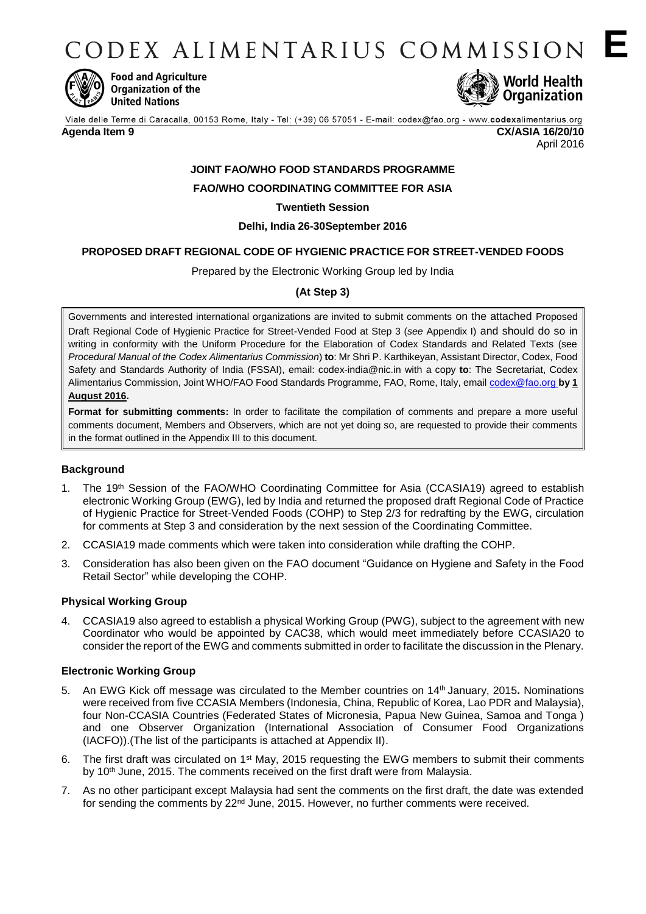# CODEX ALIMENTARIUS COMMISSION **E**

Food and Agriculture Organization of the United Nations

World Health Organization

Viale delle Terme di Caracalla, 00153 Rome, Italy - Tel: (+39) 06 57051 - E-mail: codex@fao.org - www.codexalimentarius.org

**Agenda Item 9** **CX/ASIA 16/20/10**

April 2016

**JOINT FAO/WHO FOOD STANDARDS PROGRAMME**

**FAO/WHO COORDINATING COMMITTEE FOR ASIA**

**Twentieth Session**

**Delhi, India 26-30September 2016**

**PROPOSED DRAFT REGIONAL CODE OF HYGIENIC PRACTICE FOR STREET-VENDED FOODS**

Prepared by the Electronic Working Group led by India

**(At Step 3)**

Governments and interested international organizations are invited to submit comments on the attached Proposed Draft Regional Code of Hygienic Practice for Street-Vended Food at Step 3 (*see* Appendix I) and should do so in writing in conformity with the Uniform Procedure for the Elaboration of Codex Standards and Related Texts (see *Procedural Manual of the Codex Alimentarius Commission*) **to**: Mr Shri P. Karthikeyan, Assistant Director, Codex, Food Safety and Standards Authority of India (FSSAI), email: codex-india@nic.in with a copy **to**: The Secretariat, Codex Alimentarius Commission, Joint WHO/FAO Food Standards Programme, FAO, Rome, Italy, email codex@fao.org **by 1 August 2016.**

**Format for submitting comments:** In order to facilitate the compilation of comments and prepare a more useful comments document, Members and Observers, which are not yet doing so, are requested to provide their comments in the format outlined in the Appendix III to this document.

### Background

1. The 19th Session of the FAO/WHO Coordinating Committee for Asia (CCASIA19) agreed to establish electronic Working Group (EWG), led by India and returned the proposed draft Regional Code of Practice of Hygienic Practice for Street-Vended Foods (COHP) to Step 2/3 for redrafting by the EWG, circulation for comments at Step 3 and consideration by the next session of the Coordinating Committee.
2. CCASIA19 made comments which were taken into consideration while drafting the COHP.
3. Consideration has also been given on the FAO document "Guidance on Hygiene and Safety in the Food Retail Sector" while developing the COHP.

### Physical Working Group

4. CCASIA19 also agreed to establish a physical Working Group (PWG), subject to the agreement with new Coordinator who would be appointed by CAC38, which would meet immediately before CCASIA20 to consider the report of the EWG and comments submitted in order to facilitate the discussion in the Plenary.

### Electronic Working Group

5. An EWG Kick off message was circulated to the Member countries on 14th January, 2015**.** Nominations were received from five CCASIA Members (Indonesia, China, Republic of Korea, Lao PDR and Malaysia), four Non-CCASIA Countries (Federated States of Micronesia, Papua New Guinea, Samoa and Tonga ) and one Observer Organization (International Association of Consumer Food Organizations (IACFO)).(The list of the participants is attached at Appendix II).
6. The first draft was circulated on 1st May, 2015 requesting the EWG members to submit their comments by 10th June, 2015. The comments received on the first draft were from Malaysia.
7. As no other participant except Malaysia had sent the comments on the first draft, the date was extended for sending the comments by 22nd June, 2015. However, no further comments were received.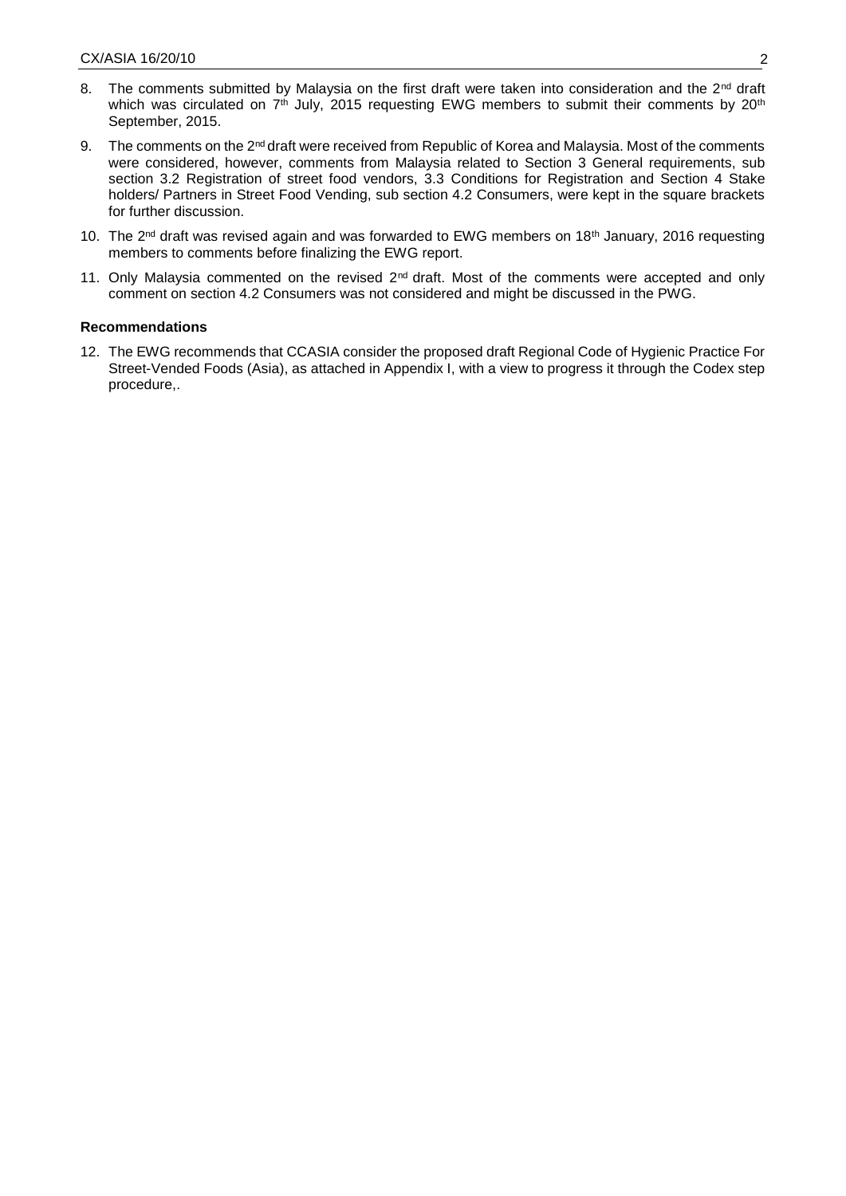8. The comments submitted by Malaysia on the first draft were taken into consideration and the 2[nd] draft which was circulated on 7[th] July, 2015 requesting EWG members to submit their comments by 20[th] September, 2015.

9. The comments on the 2[nd] draft were received from Republic of Korea and Malaysia. Most of the comments were considered, however, comments from Malaysia related to Section 3 General requirements, sub section 3.2 Registration of street food vendors, 3.3 Conditions for Registration and Section 4 Stake holders/ Partners in Street Food Vending, sub section 4.2 Consumers, were kept in the square brackets for further discussion.

10. The 2[nd] draft was revised again and was forwarded to EWG members on 18[th] January, 2016 requesting members to comments before finalizing the EWG report.

11. Only Malaysia commented on the revised 2[nd] draft. Most of the comments were accepted and only comment on section 4.2 Consumers was not considered and might be discussed in the PWG.

**Recommendations**

12. The EWG recommends that CCASIA consider the proposed draft Regional Code of Hygienic Practice For Street-Vended Foods (Asia), as attached in Appendix I, with a view to progress it through the Codex step procedure,.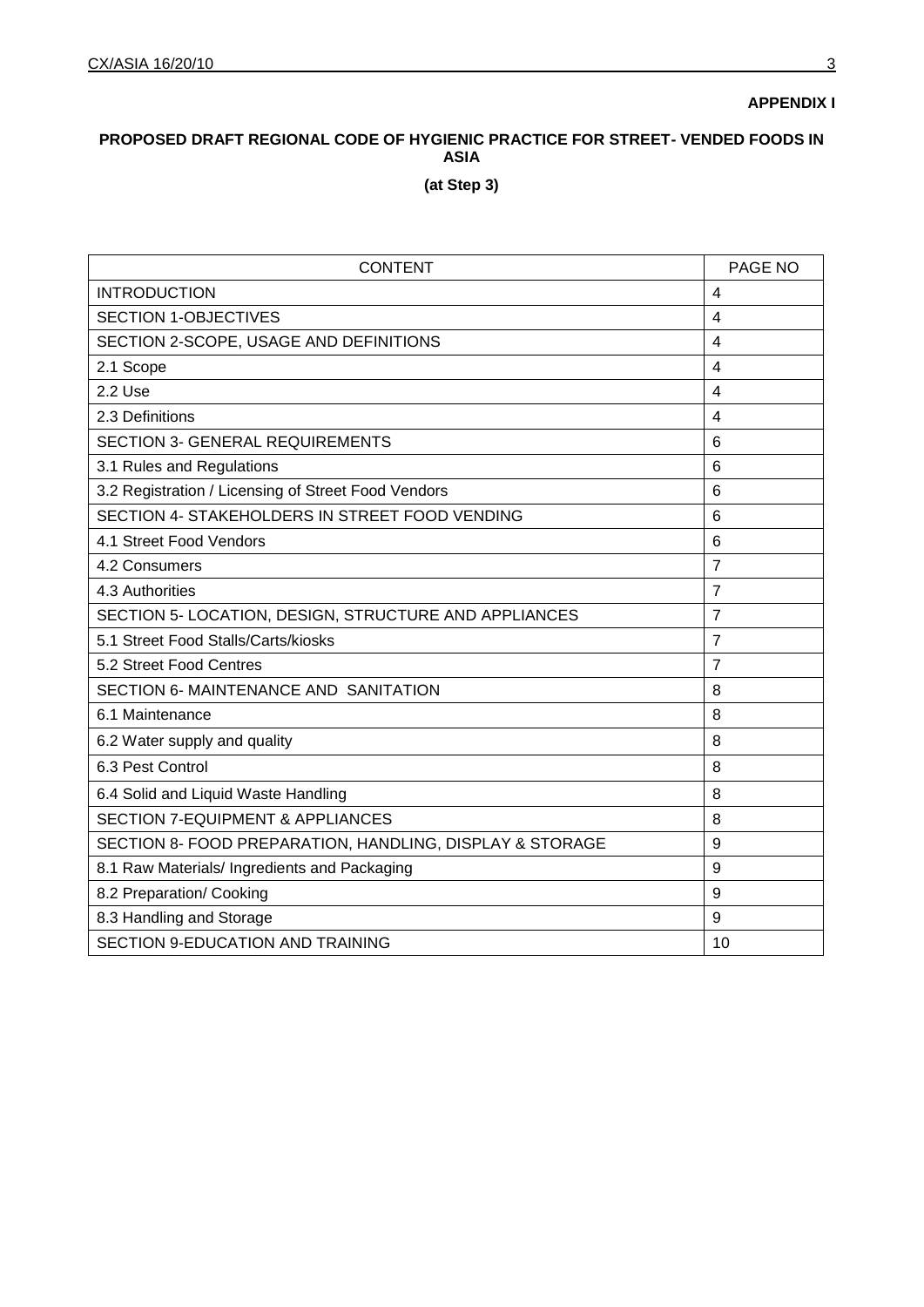**APPENDIX I**

**PROPOSED DRAFT REGIONAL CODE OF HYGIENIC PRACTICE FOR STREET- VENDED FOODS IN ASIA**

**(at Step 3)**

| CONTENT | PAGE NO |
|---|---|
| INTRODUCTION | 4 |
| SECTION 1-OBJECTIVES | 4 |
| SECTION 2-SCOPE, USAGE AND DEFINITIONS | 4 |
| 2.1 Scope | 4 |
| 2.2 Use | 4 |
| 2.3 Definitions | 4 |
| SECTION 3- GENERAL REQUIREMENTS | 6 |
| 3.1 Rules and Regulations | 6 |
| 3.2 Registration / Licensing of Street Food Vendors | 6 |
| SECTION 4- STAKEHOLDERS IN STREET FOOD VENDING | 6 |
| 4.1 Street Food Vendors | 6 |
| 4.2 Consumers | 7 |
| 4.3 Authorities | 7 |
| SECTION 5- LOCATION, DESIGN, STRUCTURE AND APPLIANCES | 7 |
| 5.1 Street Food Stalls/Carts/kiosks | 7 |
| 5.2 Street Food Centres | 7 |
| SECTION 6- MAINTENANCE AND SANITATION | 8 |
| 6.1 Maintenance | 8 |
| 6.2 Water supply and quality | 8 |
| 6.3 Pest Control | 8 |
| 6.4 Solid and Liquid Waste Handling | 8 |
| SECTION 7-EQUIPMENT & APPLIANCES | 8 |
| SECTION 8- FOOD PREPARATION, HANDLING, DISPLAY & STORAGE | 9 |
| 8.1 Raw Materials/ Ingredients and Packaging | 9 |
| 8.2 Preparation/ Cooking | 9 |
| 8.3 Handling and Storage | 9 |
| SECTION 9-EDUCATION AND TRAINING | 10 |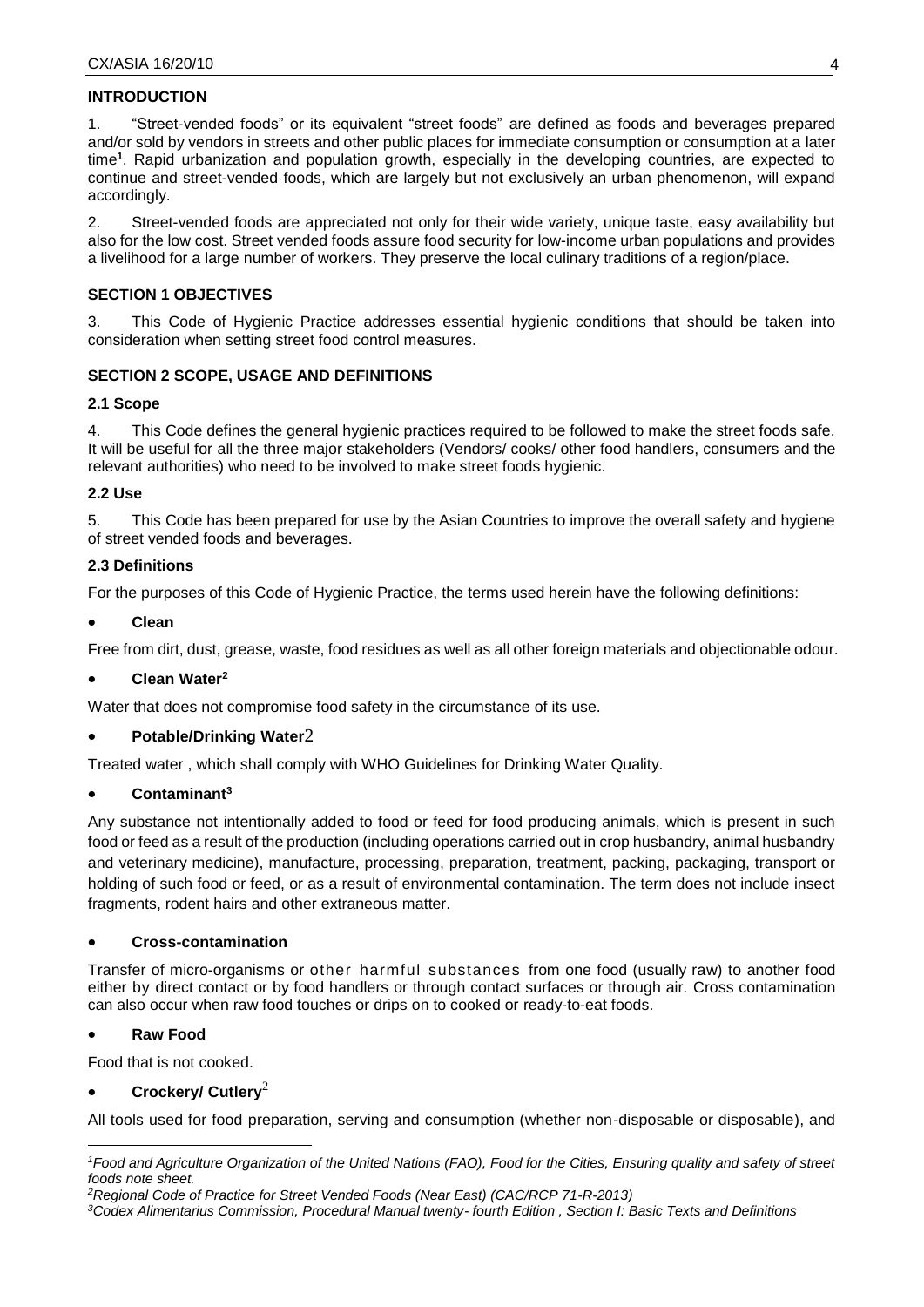## INTRODUCTION

1. "Street-vended foods" or its equivalent "street foods" are defined as foods and beverages prepared and/or sold by vendors in streets and other public places for immediate consumption or consumption at a later time[1]. Rapid urbanization and population growth, especially in the developing countries, are expected to continue and street-vended foods, which are largely but not exclusively an urban phenomenon, will expand accordingly.

2. Street-vended foods are appreciated not only for their wide variety, unique taste, easy availability but also for the low cost. Street vended foods assure food security for low-income urban populations and provides a livelihood for a large number of workers. They preserve the local culinary traditions of a region/place.

## SECTION 1 OBJECTIVES

3. This Code of Hygienic Practice addresses essential hygienic conditions that should be taken into consideration when setting street food control measures.

## SECTION 2 SCOPE, USAGE AND DEFINITIONS

### 2.1 Scope

4. This Code defines the general hygienic practices required to be followed to make the street foods safe. It will be useful for all the three major stakeholders (Vendors/ cooks/ other food handlers, consumers and the relevant authorities) who need to be involved to make street foods hygienic.

### 2.2 Use

5. This Code has been prepared for use by the Asian Countries to improve the overall safety and hygiene of street vended foods and beverages.

### 2.3 Definitions

For the purposes of this Code of Hygienic Practice, the terms used herein have the following definitions:

- **Clean**

Free from dirt, dust, grease, waste, food residues as well as all other foreign materials and objectionable odour.

- **Clean Water[2]**

Water that does not compromise food safety in the circumstance of its use.

- **Potable/Drinking Water[2]**

Treated water , which shall comply with WHO Guidelines for Drinking Water Quality.

- **Contaminant[3]**

Any substance not intentionally added to food or feed for food producing animals, which is present in such food or feed as a result of the production (including operations carried out in crop husbandry, animal husbandry and veterinary medicine), manufacture, processing, preparation, treatment, packing, packaging, transport or holding of such food or feed, or as a result of environmental contamination. The term does not include insect fragments, rodent hairs and other extraneous matter.

- **Cross-contamination**

Transfer of micro-organisms or other harmful substances from one food (usually raw) to another food either by direct contact or by food handlers or through contact surfaces or through air. Cross contamination can also occur when raw food touches or drips on to cooked or ready-to-eat foods.

- **Raw Food**

Food that is not cooked.

- **Crockery/ Cutlery[2]**

All tools used for food preparation, serving and consumption (whether non-disposable or disposable), and

---

*[1]Food and Agriculture Organization of the United Nations (FAO), Food for the Cities, Ensuring quality and safety of street foods note sheet.*

*[2]Regional Code of Practice for Street Vended Foods (Near East) (CAC/RCP 71-R-2013)*

*[3]Codex Alimentarius Commission, Procedural Manual twenty- fourth Edition , Section I: Basic Texts and Definitions*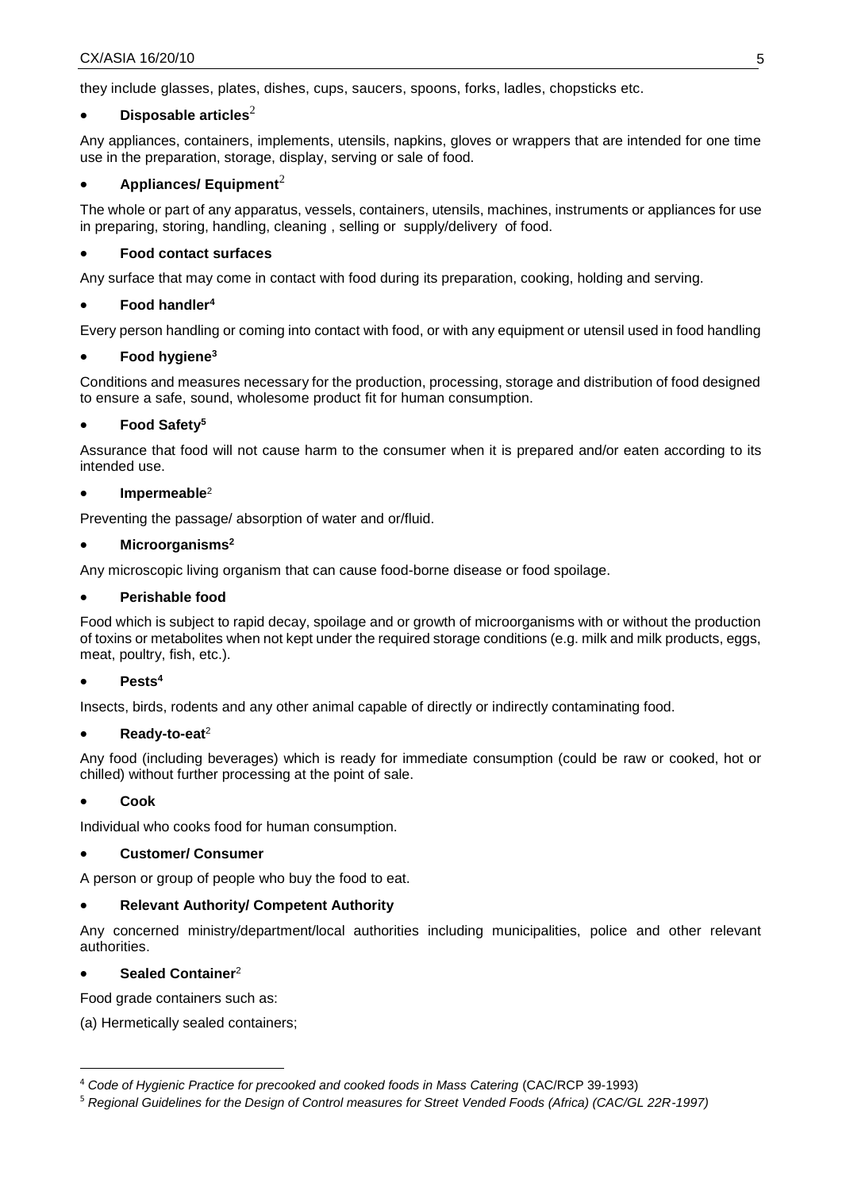they include glasses, plates, dishes, cups, saucers, spoons, forks, ladles, chopsticks etc.

- **Disposable articles**[2]

Any appliances, containers, implements, utensils, napkins, gloves or wrappers that are intended for one time use in the preparation, storage, display, serving or sale of food.

- **Appliances/ Equipment**[2]

The whole or part of any apparatus, vessels, containers, utensils, machines, instruments or appliances for use in preparing, storing, handling, cleaning , selling or supply/delivery of food.

- **Food contact surfaces**

Any surface that may come in contact with food during its preparation, cooking, holding and serving.

- **Food handler**[4]

Every person handling or coming into contact with food, or with any equipment or utensil used in food handling

- **Food hygiene**[3]

Conditions and measures necessary for the production, processing, storage and distribution of food designed to ensure a safe, sound, wholesome product fit for human consumption.

- **Food Safety**[5]

Assurance that food will not cause harm to the consumer when it is prepared and/or eaten according to its intended use.

- **Impermeable**[2]

Preventing the passage/ absorption of water and or/fluid.

- **Microorganisms**[2]

Any microscopic living organism that can cause food-borne disease or food spoilage.

- **Perishable food**

Food which is subject to rapid decay, spoilage and or growth of microorganisms with or without the production of toxins or metabolites when not kept under the required storage conditions (e.g. milk and milk products, eggs, meat, poultry, fish, etc.).

- **Pests**[4]

Insects, birds, rodents and any other animal capable of directly or indirectly contaminating food.

- **Ready-to-eat**[2]

Any food (including beverages) which is ready for immediate consumption (could be raw or cooked, hot or chilled) without further processing at the point of sale.

- **Cook**

Individual who cooks food for human consumption.

- **Customer/ Consumer**

A person or group of people who buy the food to eat.

- **Relevant Authority/ Competent Authority**

Any concerned ministry/department/local authorities including municipalities, police and other relevant authorities.

- **Sealed Container**[2]

Food grade containers such as:

(a) Hermetically sealed containers;

---

[4] *Code of Hygienic Practice for precooked and cooked foods in Mass Catering* (CAC/RCP 39-1993)

[5] *Regional Guidelines for the Design of Control measures for Street Vended Foods (Africa) (CAC/GL 22R-1997)*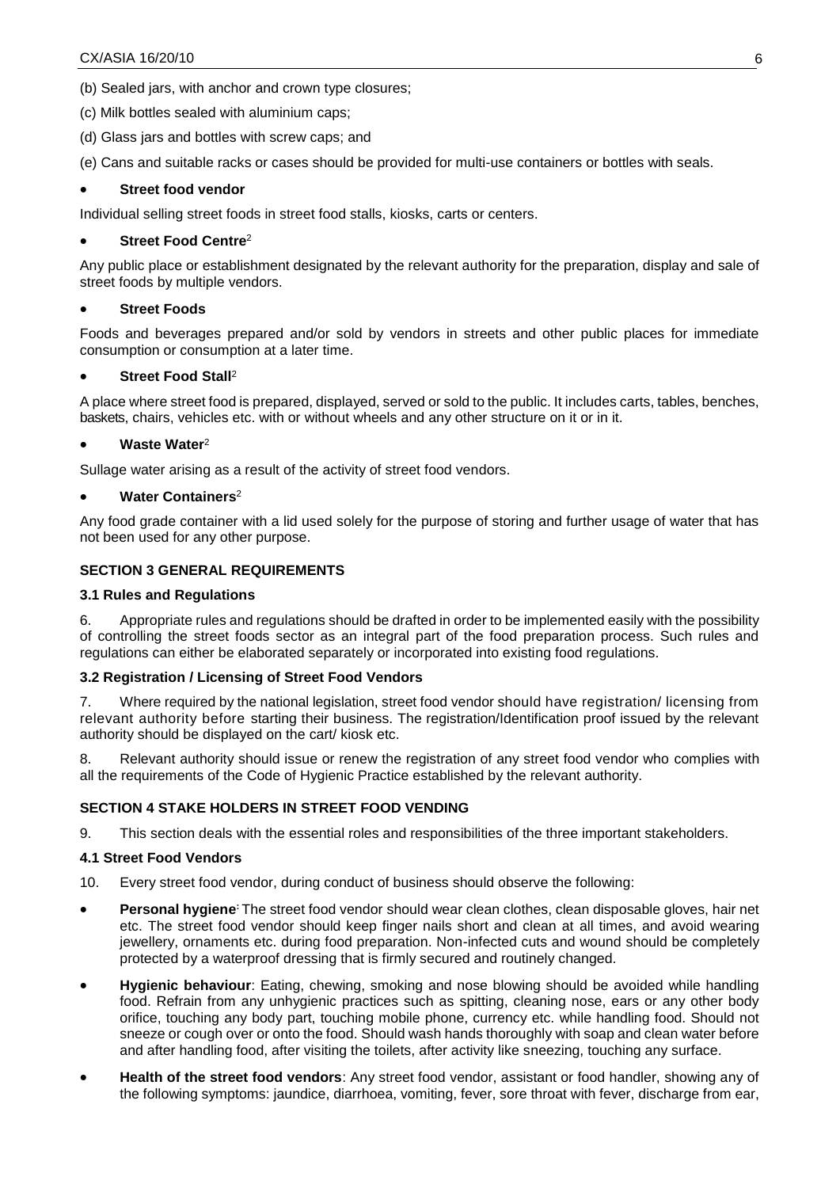(b) Sealed jars, with anchor and crown type closures;

(c) Milk bottles sealed with aluminium caps;

(d) Glass jars and bottles with screw caps; and

(e) Cans and suitable racks or cases should be provided for multi-use containers or bottles with seals.

- **Street food vendor**

Individual selling street foods in street food stalls, kiosks, carts or centers.

- **Street Food Centre**[2]

Any public place or establishment designated by the relevant authority for the preparation, display and sale of street foods by multiple vendors.

- **Street Foods**

Foods and beverages prepared and/or sold by vendors in streets and other public places for immediate consumption or consumption at a later time.

- **Street Food Stall**[2]

A place where street food is prepared, displayed, served or sold to the public. It includes carts, tables, benches, baskets, chairs, vehicles etc. with or without wheels and any other structure on it or in it.

- **Waste Water**[2]

Sullage water arising as a result of the activity of street food vendors.

- **Water Containers**[2]

Any food grade container with a lid used solely for the purpose of storing and further usage of water that has not been used for any other purpose.

## SECTION 3 GENERAL REQUIREMENTS

### 3.1 Rules and Regulations

6. Appropriate rules and regulations should be drafted in order to be implemented easily with the possibility of controlling the street foods sector as an integral part of the food preparation process. Such rules and regulations can either be elaborated separately or incorporated into existing food regulations.

### 3.2 Registration / Licensing of Street Food Vendors

7. Where required by the national legislation, street food vendor should have registration/ licensing from relevant authority before starting their business. The registration/Identification proof issued by the relevant authority should be displayed on the cart/ kiosk etc.

8. Relevant authority should issue or renew the registration of any street food vendor who complies with all the requirements of the Code of Hygienic Practice established by the relevant authority.

## SECTION 4 STAKE HOLDERS IN STREET FOOD VENDING

9. This section deals with the essential roles and responsibilities of the three important stakeholders.

### 4.1 Street Food Vendors

10. Every street food vendor, during conduct of business should observe the following:

- **Personal hygiene**: The street food vendor should wear clean clothes, clean disposable gloves, hair net etc. The street food vendor should keep finger nails short and clean at all times, and avoid wearing jewellery, ornaments etc. during food preparation. Non-infected cuts and wound should be completely protected by a waterproof dressing that is firmly secured and routinely changed.
- **Hygienic behaviour**: Eating, chewing, smoking and nose blowing should be avoided while handling food. Refrain from any unhygienic practices such as spitting, cleaning nose, ears or any other body orifice, touching any body part, touching mobile phone, currency etc. while handling food. Should not sneeze or cough over or onto the food. Should wash hands thoroughly with soap and clean water before and after handling food, after visiting the toilets, after activity like sneezing, touching any surface.
- **Health of the street food vendors**: Any street food vendor, assistant or food handler, showing any of the following symptoms: jaundice, diarrhoea, vomiting, fever, sore throat with fever, discharge from ear,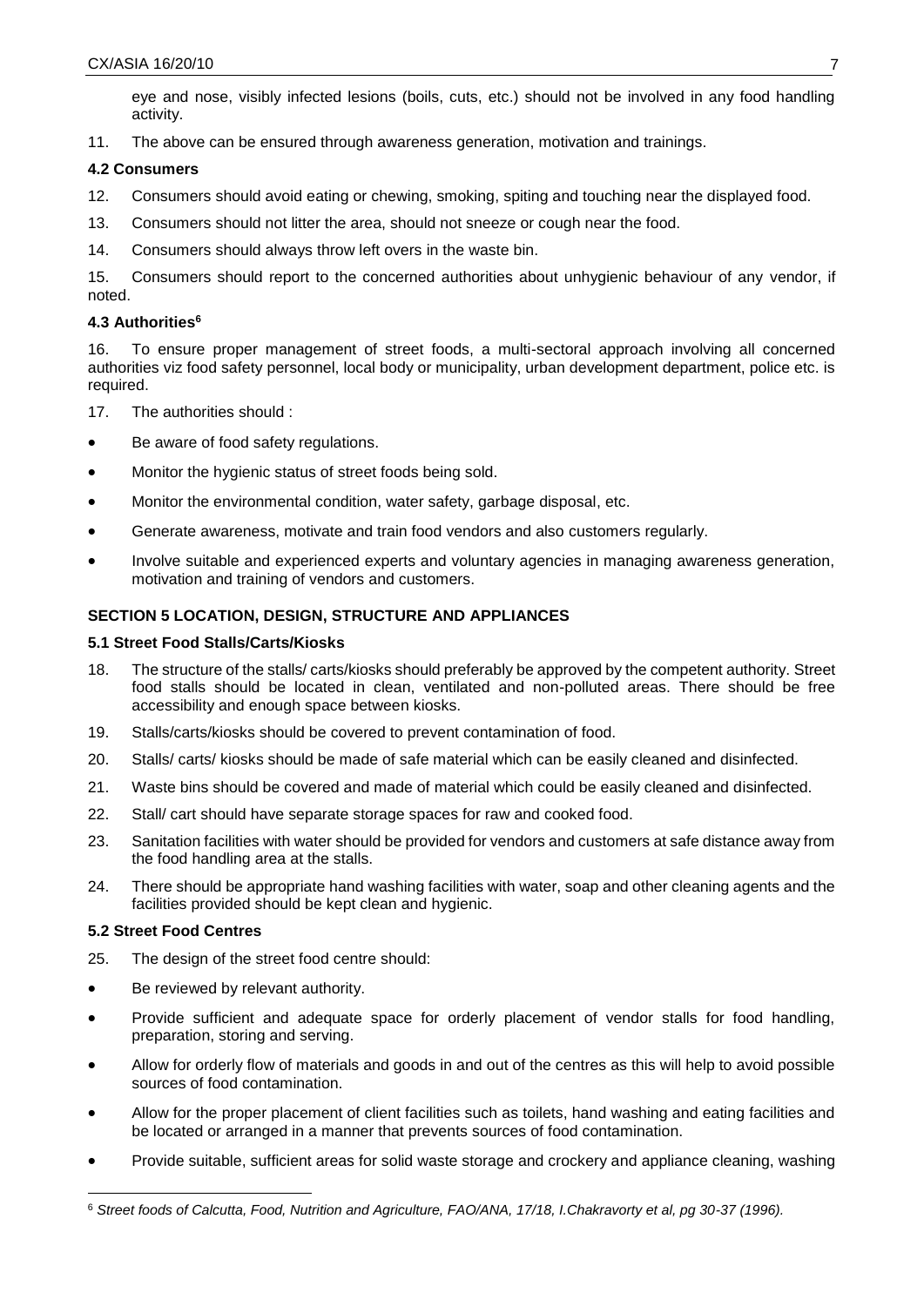eye and nose, visibly infected lesions (boils, cuts, etc.) should not be involved in any food handling activity.

11. The above can be ensured through awareness generation, motivation and trainings.

### 4.2 Consumers

12. Consumers should avoid eating or chewing, smoking, spiting and touching near the displayed food.

13. Consumers should not litter the area, should not sneeze or cough near the food.

14. Consumers should always throw left overs in the waste bin.

15. Consumers should report to the concerned authorities about unhygienic behaviour of any vendor, if noted.

### 4.3 Authorities[6]

16. To ensure proper management of street foods, a multi-sectoral approach involving all concerned authorities viz food safety personnel, local body or municipality, urban development department, police etc. is required.

17. The authorities should :

- Be aware of food safety regulations.
- Monitor the hygienic status of street foods being sold.
- Monitor the environmental condition, water safety, garbage disposal, etc.
- Generate awareness, motivate and train food vendors and also customers regularly.
- Involve suitable and experienced experts and voluntary agencies in managing awareness generation, motivation and training of vendors and customers.

## SECTION 5 LOCATION, DESIGN, STRUCTURE AND APPLIANCES

### 5.1 Street Food Stalls/Carts/Kiosks

18. The structure of the stalls/ carts/kiosks should preferably be approved by the competent authority. Street food stalls should be located in clean, ventilated and non-polluted areas. There should be free accessibility and enough space between kiosks.

19. Stalls/carts/kiosks should be covered to prevent contamination of food.

20. Stalls/ carts/ kiosks should be made of safe material which can be easily cleaned and disinfected.

21. Waste bins should be covered and made of material which could be easily cleaned and disinfected.

22. Stall/ cart should have separate storage spaces for raw and cooked food.

23. Sanitation facilities with water should be provided for vendors and customers at safe distance away from the food handling area at the stalls.

24. There should be appropriate hand washing facilities with water, soap and other cleaning agents and the facilities provided should be kept clean and hygienic.

### 5.2 Street Food Centres

25. The design of the street food centre should:

- Be reviewed by relevant authority.
- Provide sufficient and adequate space for orderly placement of vendor stalls for food handling, preparation, storing and serving.
- Allow for orderly flow of materials and goods in and out of the centres as this will help to avoid possible sources of food contamination.
- Allow for the proper placement of client facilities such as toilets, hand washing and eating facilities and be located or arranged in a manner that prevents sources of food contamination.
- Provide suitable, sufficient areas for solid waste storage and crockery and appliance cleaning, washing

---

[6] *Street foods of Calcutta, Food, Nutrition and Agriculture, FAO/ANA, 17/18, I.Chakravorty et al, pg 30-37 (1996).*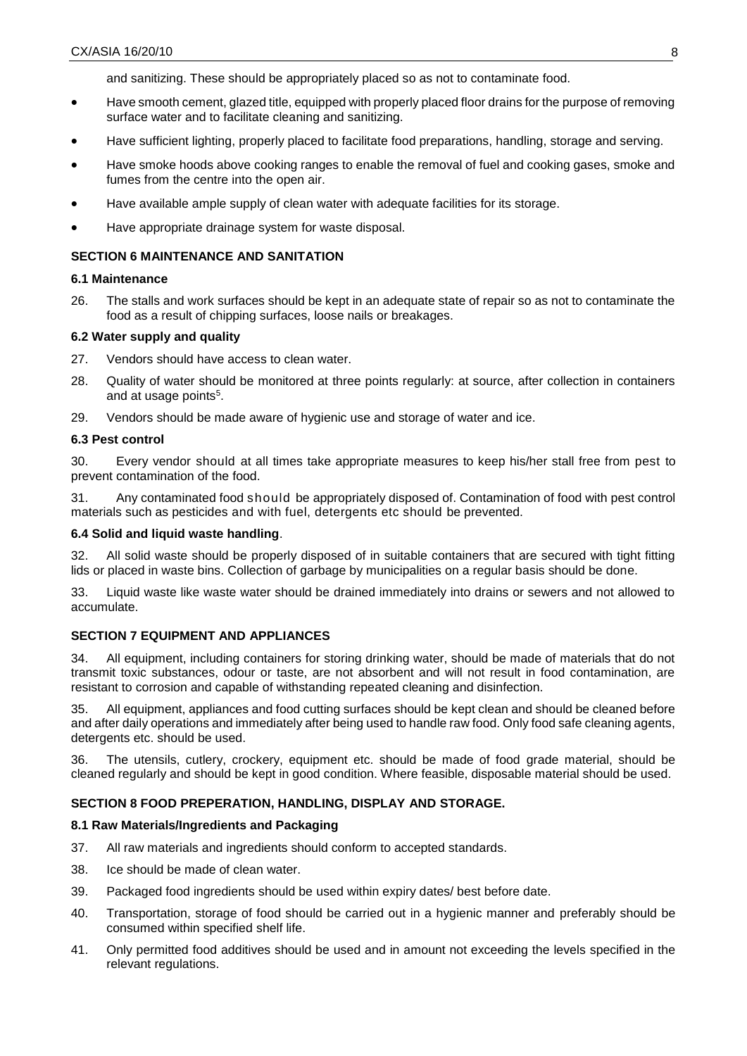and sanitizing. These should be appropriately placed so as not to contaminate food.

- Have smooth cement, glazed title, equipped with properly placed floor drains for the purpose of removing surface water and to facilitate cleaning and sanitizing.
- Have sufficient lighting, properly placed to facilitate food preparations, handling, storage and serving.
- Have smoke hoods above cooking ranges to enable the removal of fuel and cooking gases, smoke and fumes from the centre into the open air.
- Have available ample supply of clean water with adequate facilities for its storage.
- Have appropriate drainage system for waste disposal.

## SECTION 6 MAINTENANCE AND SANITATION

### 6.1 Maintenance

26. The stalls and work surfaces should be kept in an adequate state of repair so as not to contaminate the food as a result of chipping surfaces, loose nails or breakages.

### 6.2 Water supply and quality

27. Vendors should have access to clean water.
28. Quality of water should be monitored at three points regularly: at source, after collection in containers and at usage points[5].
29. Vendors should be made aware of hygienic use and storage of water and ice.

### 6.3 Pest control

30. Every vendor should at all times take appropriate measures to keep his/her stall free from pest to prevent contamination of the food.

31. Any contaminated food should be appropriately disposed of. Contamination of food with pest control materials such as pesticides and with fuel, detergents etc should be prevented.

### 6.4 Solid and liquid waste handling.

32. All solid waste should be properly disposed of in suitable containers that are secured with tight fitting lids or placed in waste bins. Collection of garbage by municipalities on a regular basis should be done.

33. Liquid waste like waste water should be drained immediately into drains or sewers and not allowed to accumulate.

## SECTION 7 EQUIPMENT AND APPLIANCES

34. All equipment, including containers for storing drinking water, should be made of materials that do not transmit toxic substances, odour or taste, are not absorbent and will not result in food contamination, are resistant to corrosion and capable of withstanding repeated cleaning and disinfection.

35. All equipment, appliances and food cutting surfaces should be kept clean and should be cleaned before and after daily operations and immediately after being used to handle raw food. Only food safe cleaning agents, detergents etc. should be used.

36. The utensils, cutlery, crockery, equipment etc. should be made of food grade material, should be cleaned regularly and should be kept in good condition. Where feasible, disposable material should be used.

## SECTION 8 FOOD PREPERATION, HANDLING, DISPLAY AND STORAGE.

### 8.1 Raw Materials/Ingredients and Packaging

37. All raw materials and ingredients should conform to accepted standards.
38. Ice should be made of clean water.
39. Packaged food ingredients should be used within expiry dates/ best before date.
40. Transportation, storage of food should be carried out in a hygienic manner and preferably should be consumed within specified shelf life.
41. Only permitted food additives should be used and in amount not exceeding the levels specified in the relevant regulations.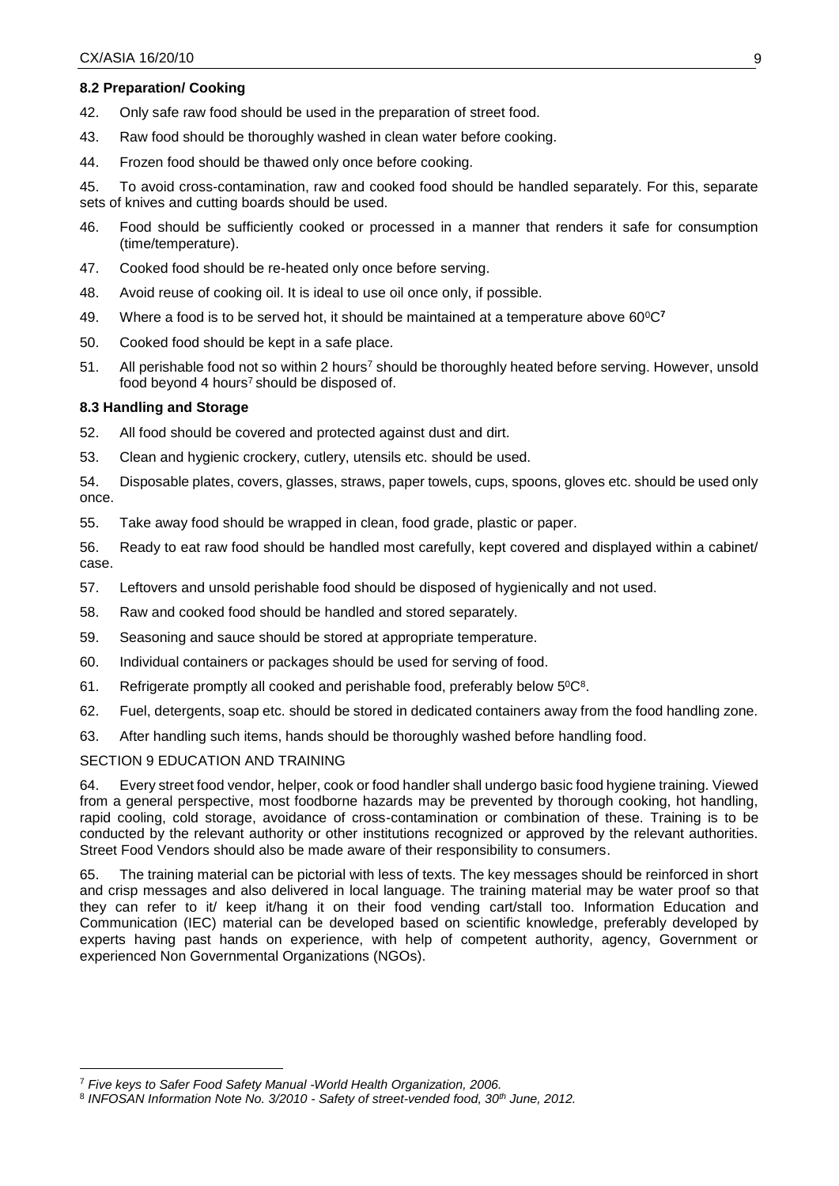### 8.2 Preparation/ Cooking

42. Only safe raw food should be used in the preparation of street food.

43. Raw food should be thoroughly washed in clean water before cooking.

44. Frozen food should be thawed only once before cooking.

45. To avoid cross-contamination, raw and cooked food should be handled separately. For this, separate sets of knives and cutting boards should be used.

46. Food should be sufficiently cooked or processed in a manner that renders it safe for consumption (time/temperature).

47. Cooked food should be re-heated only once before serving.

48. Avoid reuse of cooking oil. It is ideal to use oil once only, if possible.

49. Where a food is to be served hot, it should be maintained at a temperature above $60^0C$[7]

50. Cooked food should be kept in a safe place.

51. All perishable food not so within 2 hours[7] should be thoroughly heated before serving. However, unsold food beyond 4 hours[7] should be disposed of.

### 8.3 Handling and Storage

52. All food should be covered and protected against dust and dirt.

53. Clean and hygienic crockery, cutlery, utensils etc. should be used.

54. Disposable plates, covers, glasses, straws, paper towels, cups, spoons, gloves etc. should be used only once.

55. Take away food should be wrapped in clean, food grade, plastic or paper.

56. Ready to eat raw food should be handled most carefully, kept covered and displayed within a cabinet/ case.

57. Leftovers and unsold perishable food should be disposed of hygienically and not used.

58. Raw and cooked food should be handled and stored separately.

59. Seasoning and sauce should be stored at appropriate temperature.

60. Individual containers or packages should be used for serving of food.

61. Refrigerate promptly all cooked and perishable food, preferably below $5^0C$[8].

62. Fuel, detergents, soap etc. should be stored in dedicated containers away from the food handling zone.

63. After handling such items, hands should be thoroughly washed before handling food.

SECTION 9 EDUCATION AND TRAINING

64. Every street food vendor, helper, cook or food handler shall undergo basic food hygiene training. Viewed from a general perspective, most foodborne hazards may be prevented by thorough cooking, hot handling, rapid cooling, cold storage, avoidance of cross-contamination or combination of these. Training is to be conducted by the relevant authority or other institutions recognized or approved by the relevant authorities. Street Food Vendors should also be made aware of their responsibility to consumers.

65. The training material can be pictorial with less of texts. The key messages should be reinforced in short and crisp messages and also delivered in local language. The training material may be water proof so that they can refer to it/ keep it/hang it on their food vending cart/stall too. Information Education and Communication (IEC) material can be developed based on scientific knowledge, preferably developed by experts having past hands on experience, with help of competent authority, agency, Government or experienced Non Governmental Organizations (NGOs).

---

[7] *Five keys to Safer Food Safety Manual -World Health Organization, 2006.*

[8] *INFOSAN Information Note No. 3/2010 - Safety of street-vended food, 30th June, 2012.*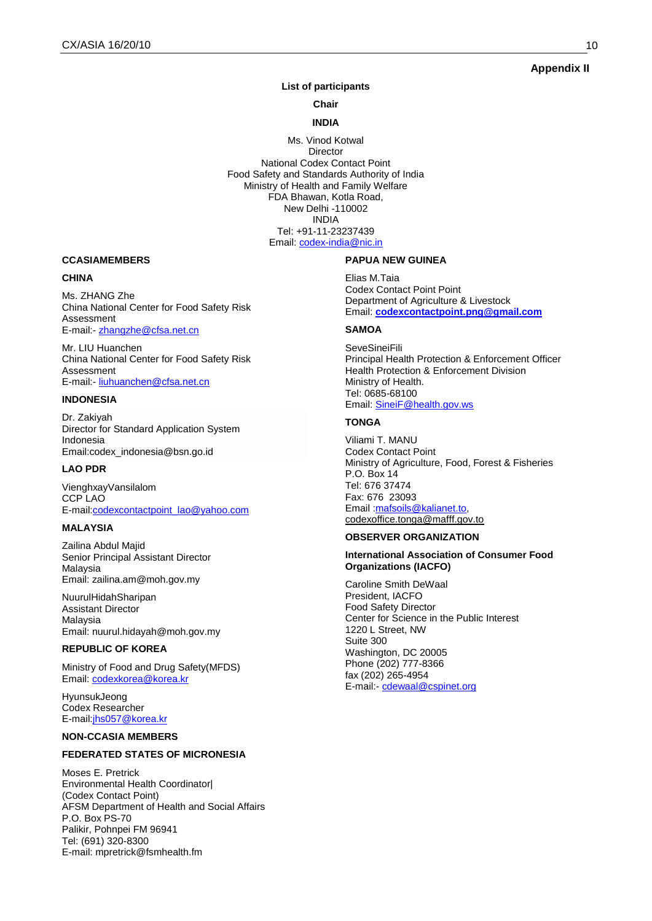**Appendix II**

**List of participants**

**Chair**

**INDIA**

Ms. Vinod Kotwal
Director
National Codex Contact Point
Food Safety and Standards Authority of India
Ministry of Health and Family Welfare
FDA Bhawan, Kotla Road,
New Delhi -110002
INDIA
Tel: +91-11-23237439
Email: codex-india@nic.in

**CCASIAMEMBERS**

**CHINA**

Ms. ZHANG Zhe
China National Center for Food Safety Risk Assessment
E-mail:- zhangzhe@cfsa.net.cn

Mr. LIU Huanchen
China National Center for Food Safety Risk Assessment
E-mail:- liuhuanchen@cfsa.net.cn

**INDONESIA**

Dr. Zakiyah
Director for Standard Application System
Indonesia
Email:codex_indonesia@bsn.go.id

**LAO PDR**

VienghxayVansilalom
CCP LAO
E-mail:codexcontactpoint_lao@yahoo.com

**MALAYSIA**

Zailina Abdul Majid
Senior Principal Assistant Director
Malaysia
Email: zailina.am@moh.gov.my

NuurulHidahSharipan
Assistant Director
Malaysia
Email: nuurul.hidayah@moh.gov.my

**REPUBLIC OF KOREA**

Ministry of Food and Drug Safety(MFDS)
Email: codexkorea@korea.kr

HyunsukJeong
Codex Researcher
E-mail:jhs057@korea.kr

**NON-CCASIA MEMBERS**

**FEDERATED STATES OF MICRONESIA**

Moses E. Pretrick
Environmental Health Coordinator|
(Codex Contact Point)
AFSM Department of Health and Social Affairs
P.O. Box PS-70
Palikir, Pohnpei FM 96941
Tel: (691) 320-8300
E-mail: mpretrick@fsmhealth.fm

**PAPUA NEW GUINEA**

Elias M.Taia
Codex Contact Point Point
Department of Agriculture & Livestock
Email: **codexcontactpoint.png@gmail.com**

**SAMOA**

SeveSineiFili
Principal Health Protection & Enforcement Officer
Health Protection & Enforcement Division
Ministry of Health.
Tel: 0685-68100
Email: SineiF@health.gov.ws

**TONGA**

Viliami T. MANU
Codex Contact Point
Ministry of Agriculture, Food, Forest & Fisheries
P.O. Box 14
Tel: 676 37474
Fax: 676 23093
Email :mafsoils@kalianet.to,
codexoffice.tonga@mafff.gov.to

**OBSERVER ORGANIZATION**

**International Association of Consumer Food Organizations (IACFO)**

Caroline Smith DeWaal
President, IACFO
Food Safety Director
Center for Science in the Public Interest
1220 L Street, NW
Suite 300
Washington, DC 20005
Phone (202) 777-8366
fax (202) 265-4954
E-mail:- cdewaal@cspinet.org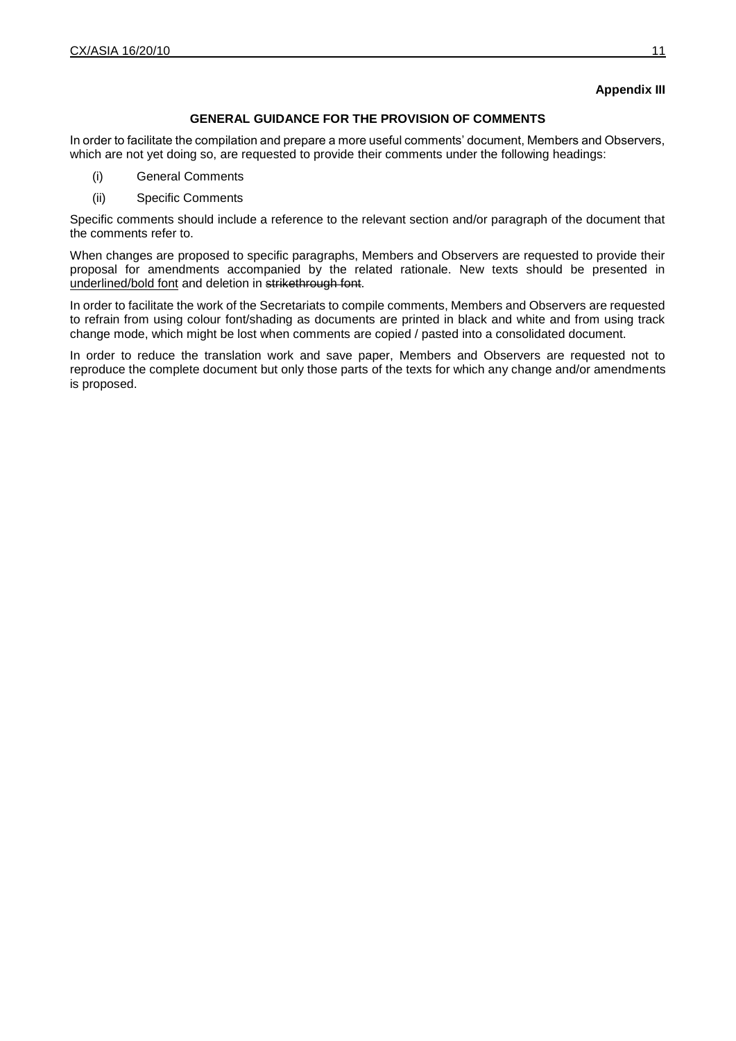**Appendix III**

## GENERAL GUIDANCE FOR THE PROVISION OF COMMENTS

In order to facilitate the compilation and prepare a more useful comments' document, Members and Observers, which are not yet doing so, are requested to provide their comments under the following headings:

(i) General Comments

(ii) Specific Comments

Specific comments should include a reference to the relevant section and/or paragraph of the document that the comments refer to.

When changes are proposed to specific paragraphs, Members and Observers are requested to provide their proposal for amendments accompanied by the related rationale. New texts should be presented in <u>underlined/bold font</u> and deletion in ~~strikethrough font~~.

In order to facilitate the work of the Secretariats to compile comments, Members and Observers are requested to refrain from using colour font/shading as documents are printed in black and white and from using track change mode, which might be lost when comments are copied / pasted into a consolidated document.

In order to reduce the translation work and save paper, Members and Observers are requested not to reproduce the complete document but only those parts of the texts for which any change and/or amendments is proposed.